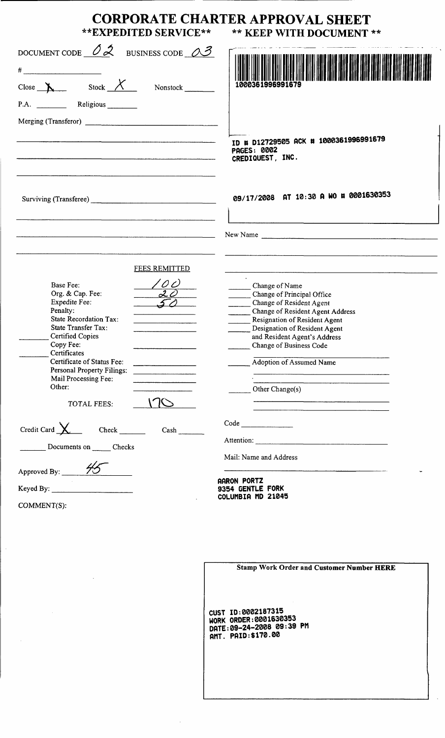# CORPORATE CHARTER APPROVAL SHEET

**EXPEDITED SERVICE** ** KEEP WITH DOCUMENT **

DOCUMENT CODE 02 BUSINESS CODE 03

#

Close X Stock X Nonstock

P.A. Religious

Merging (Transferor)

Surviving (Transferee)

1000361996991679

ID # D12729505 ACK # 1000361996991679
PAGES: 0002
CREDIQUEST, INC.

09/17/2008 AT 10:30 A WO # 0001630353

New Name

| | FEES REMITTED |
|---|---|
| Base Fee: | 100 |
| Org. & Cap. Fee: | 20 |
| Expedite Fee: | 50 |
| Penalty: | |
| State Recordation Tax: | |
| State Transfer Tax: | |
| Certified Copies | |
| Copy Fee: | |
| Certificates | |
| Certificate of Status Fee: | |
| Personal Property Filings: | |
| Mail Processing Fee: | |
| Other: | |
| TOTAL FEES: | 170 |

- Change of Name
- Change of Principal Office
- Change of Resident Agent
- Change of Resident Agent Address
- Resignation of Resident Agent
- Designation of Resident Agent and Resident Agent's Address
- Change of Business Code
- Adoption of Assumed Name
- Other Change(s)

Credit Card X Check Cash

Documents on Checks

Approved By: 45

Keyed By:

COMMENT(S):

Code

Attention:

Mail: Name and Address

AARON PORTZ
9354 GENTLE FORK
COLUMBIA MD 21045

**Stamp Work Order and Customer Number HERE**

CUST ID:0002187315
WORK ORDER:0001630353
DATE:09-24-2008 09:39 PM
AMT. PAID:$170.00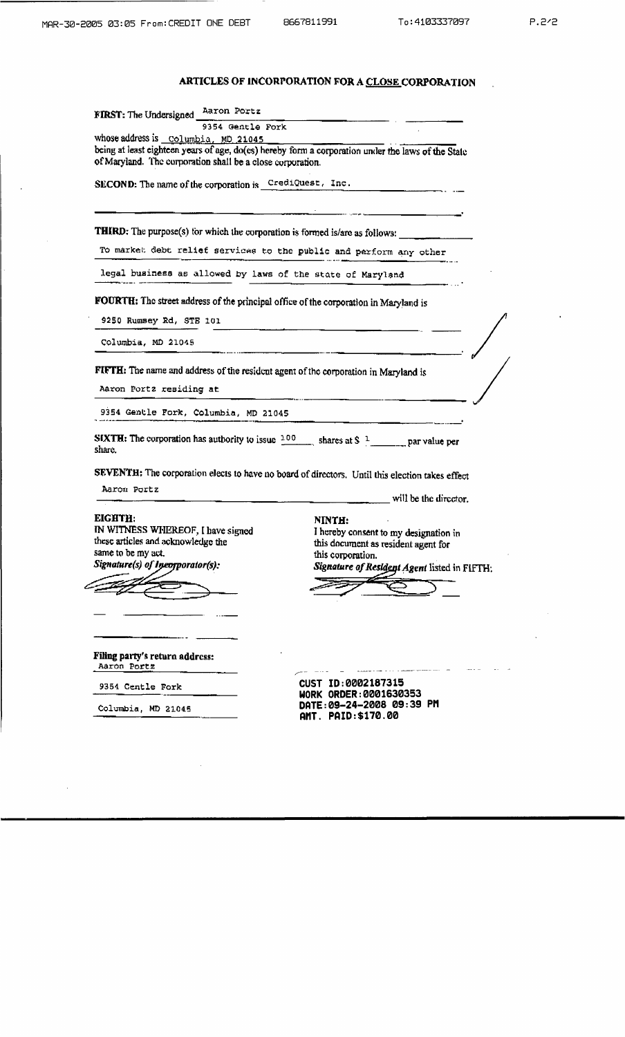## ARTICLES OF INCORPORATION FOR A CLOSE CORPORATION

**FIRST:** The Undersigned Aaron Portz

whose address is 9354 Gentle Fork Columbia, MD 21045

being at least eighteen years of age, do(es) hereby form a corporation under the laws of the State of Maryland. The corporation shall be a close corporation.

**SECOND:** The name of the corporation is CrediQuest, Inc.

**THIRD:** The purpose(s) for which the corporation is formed is/are as follows:

To market debt relief services to the public and perform any other legal business as allowed by laws of the state of Maryland

**FOURTH:** The street address of the principal office of the corporation in Maryland is

9250 Rumsey Rd, STE 101

Columbia, MD 21045

**FIFTH:** The name and address of the resident agent of the corporation in Maryland is

Aaron Portz residing at

9354 Gentle Fork, Columbia, MD 21045

**SIXTH:** The corporation has authority to issue 100 shares at $ 1 par value per share.

**SEVENTH:** The corporation elects to have no board of directors. Until this election takes effect

Aaron Portz will be the director.

**EIGHTH:**
IN WITNESS WHEREOF, I have signed these articles and acknowledge the same to be my act.
***Signature(s) of Incorporator(s):***

[signature]

**NINTH:**
I hereby consent to my designation in this document as resident agent for this corporation.
***Signature of Resident Agent** listed in FIFTH:*

[signature]

**Filing party's return address:**
Aaron Portz
9354 Gentle Fork
Columbia, MD 21045

**CUST ID:0002187315**
**WORK ORDER:0001630353**
**DATE:09-24-2008 09:39 PM**
**AMT. PAID:$170.00**